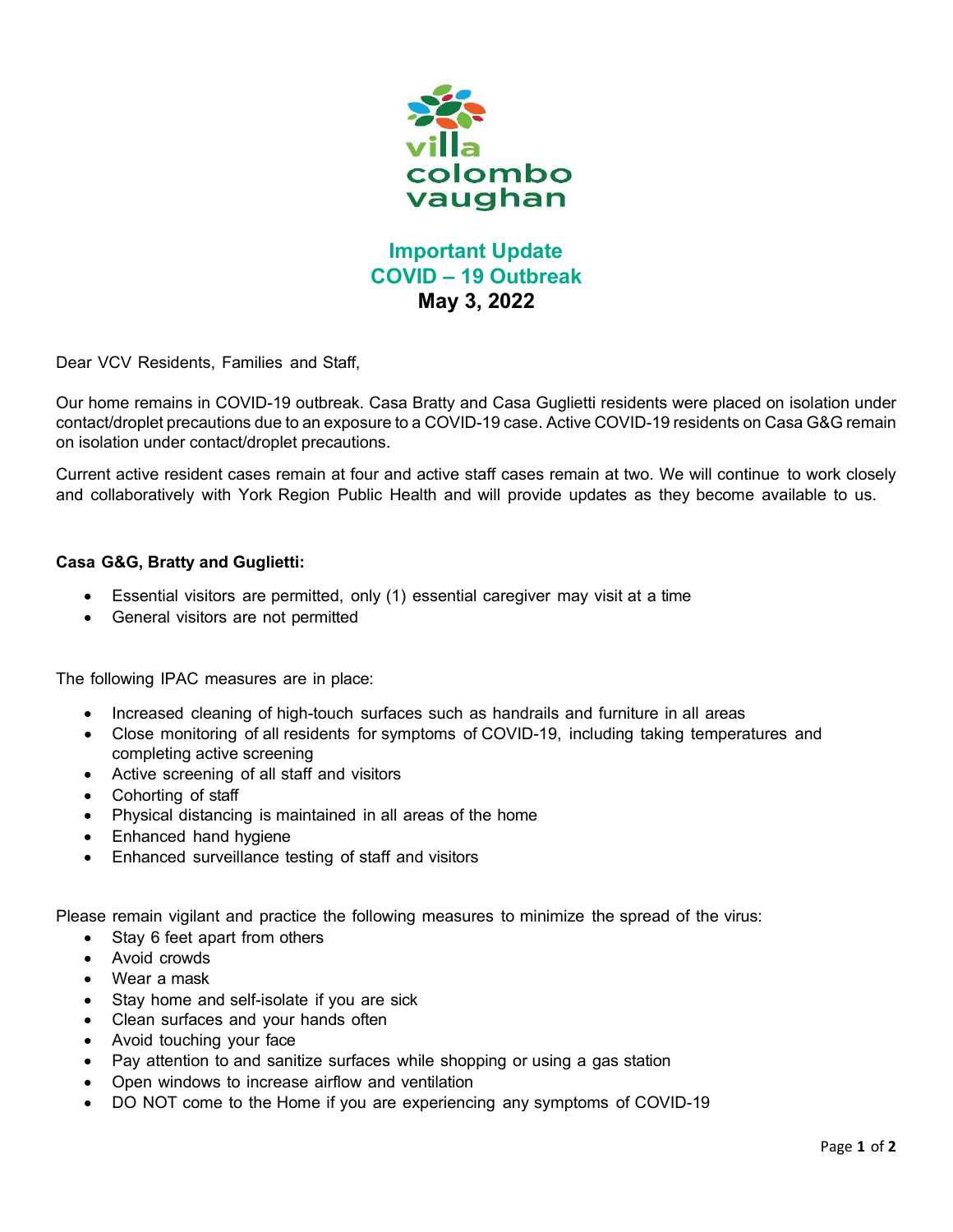villa colombo vaughan

# Important Update
# COVID – 19 Outbreak
## May 3, 2022

Dear VCV Residents, Families and Staff,

Our home remains in COVID-19 outbreak. Casa Bratty and Casa Guglietti residents were placed on isolation under contact/droplet precautions due to an exposure to a COVID-19 case. Active COVID-19 residents on Casa G&G remain on isolation under contact/droplet precautions.

Current active resident cases remain at four and active staff cases remain at two. We will continue to work closely and collaboratively with York Region Public Health and will provide updates as they become available to us.

**Casa G&G, Bratty and Guglietti:**

- Essential visitors are permitted, only (1) essential caregiver may visit at a time
- General visitors are not permitted

The following IPAC measures are in place:

- Increased cleaning of high-touch surfaces such as handrails and furniture in all areas
- Close monitoring of all residents for symptoms of COVID-19, including taking temperatures and completing active screening
- Active screening of all staff and visitors
- Cohorting of staff
- Physical distancing is maintained in all areas of the home
- Enhanced hand hygiene
- Enhanced surveillance testing of staff and visitors

Please remain vigilant and practice the following measures to minimize the spread of the virus:

- Stay 6 feet apart from others
- Avoid crowds
- Wear a mask
- Stay home and self-isolate if you are sick
- Clean surfaces and your hands often
- Avoid touching your face
- Pay attention to and sanitize surfaces while shopping or using a gas station
- Open windows to increase airflow and ventilation
- DO NOT come to the Home if you are experiencing any symptoms of COVID-19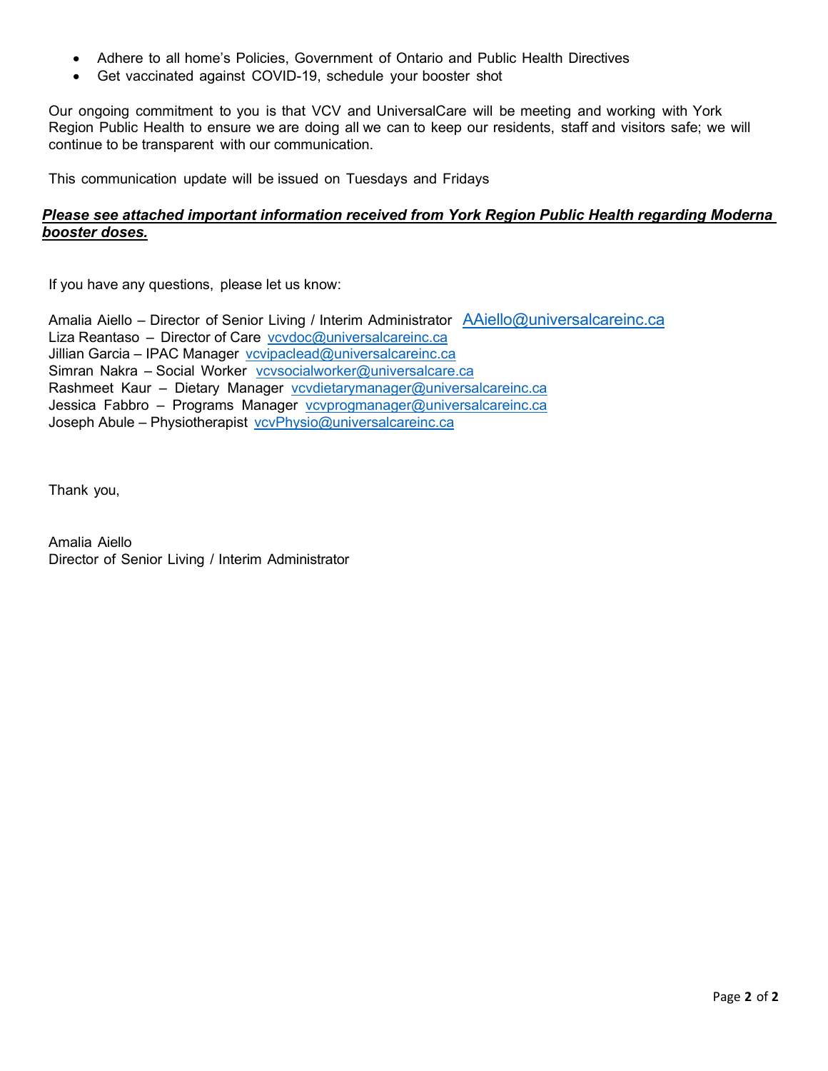- Adhere to all home's Policies, Government of Ontario and Public Health Directives
- Get vaccinated against COVID-19, schedule your booster shot

Our ongoing commitment to you is that VCV and UniversalCare will be meeting and working with York Region Public Health to ensure we are doing all we can to keep our residents, staff and visitors safe; we will continue to be transparent with our communication.

This communication update will be issued on Tuesdays and Fridays

***<u>Please see attached important information received from York Region Public Health regarding Moderna booster doses.</u>***

If you have any questions, please let us know:

Amalia Aiello – Director of Senior Living / Interim Administrator AAiello@universalcareinc.ca
Liza Reantaso – Director of Care vcvdoc@universalcareinc.ca
Jillian Garcia – IPAC Manager vcvipaclead@universalcareinc.ca
Simran Nakra – Social Worker vcvsocialworker@universalcare.ca
Rashmeet Kaur – Dietary Manager vcvdietarymanager@universalcareinc.ca
Jessica Fabbro – Programs Manager vcvprogmanager@universalcareinc.ca
Joseph Abule – Physiotherapist vcvPhysio@universalcareinc.ca

Thank you,

Amalia Aiello
Director of Senior Living / Interim Administrator